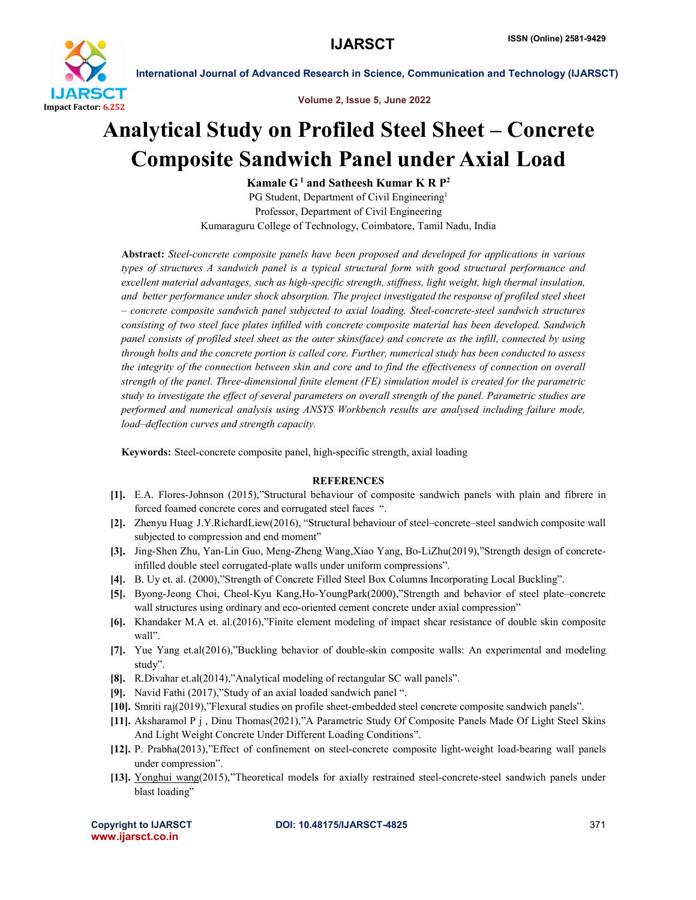# Analytical Study on Profiled Steel Sheet – Concrete Composite Sandwich Panel under Axial Load

**Kamale G [1] and Satheesh Kumar K R P [2]**

PG Student, Department of Civil Engineering[1]

Professor, Department of Civil Engineering

Kumaraguru College of Technology, Coimbatore, Tamil Nadu, India

**Abstract:** *Steel-concrete composite panels have been proposed and developed for applications in various types of structures A sandwich panel is a typical structural form with good structural performance and excellent material advantages, such as high-specific strength, stiffness, light weight, high thermal insulation, and better performance under shock absorption. The project investigated the response of profiled steel sheet – concrete composite sandwich panel subjected to axial loading. Steel-concrete-steel sandwich structures consisting of two steel face plates infilled with concrete composite material has been developed. Sandwich panel consists of profiled steel sheet as the outer skins(face) and concrete as the infill, connected by using through bolts and the concrete portion is called core. Further, numerical study has been conducted to assess the integrity of the connection between skin and core and to find the effectiveness of connection on overall strength of the panel. Three-dimensional finite element (FE) simulation model is created for the parametric study to investigate the effect of several parameters on overall strength of the panel. Parametric studies are performed and numerical analysis using ANSYS Workbench results are analysed including failure mode, load–deflection curves and strength capacity.*

**Keywords:** Steel-concrete composite panel, high-specific strength, axial loading

## REFERENCES

[1]. E.A. Flores-Johnson (2015),"Structural behaviour of composite sandwich panels with plain and fibrere in forced foamed concrete cores and corrugated steel faces ".

[2]. Zhenyu Huag J.Y.RichardLiew(2016), "Structural behaviour of steel–concrete–steel sandwich composite wall subjected to compression and end moment"

[3]. Jing-Shen Zhu, Yan-Lin Guo, Meng-Zheng Wang,Xiao Yang, Bo-LiZhu(2019),"Strength design of concrete-infilled double steel corrugated-plate walls under uniform compressions".

[4]. B. Uy et. al. (2000),"Strength of Concrete Filled Steel Box Columns Incorporating Local Buckling".

[5]. Byong-Jeong Choi, Cheol-Kyu Kang,Ho-YoungPark(2000),"Strength and behavior of steel plate–concrete wall structures using ordinary and eco-oriented cement concrete under axial compression"

[6]. Khandaker M.A et. al.(2016),"Finite element modeling of impact shear resistance of double skin composite wall".

[7]. Yue Yang et.al(2016),"Buckling behavior of double-skin composite walls: An experimental and modeling study".

[8]. R.Divahar et.al(2014),"Analytical modeling of rectangular SC wall panels".

[9]. Navid Fathi (2017),"Study of an axial loaded sandwich panel ".

[10]. Smriti raj(2019),"Flexural studies on profile sheet-embedded steel concrete composite sandwich panels".

[11]. Aksharamol P j , Dinu Thomas(2021),"A Parametric Study Of Composite Panels Made Of Light Steel Skins And Light Weight Concrete Under Different Loading Conditions".

[12]. P. Prabha(2013),"Effect of confinement on steel-concrete composite light-weight load-bearing wall panels under compression".

[13]. Yonghui wang(2015),"Theoretical models for axially restrained steel-concrete-steel sandwich panels under blast loading"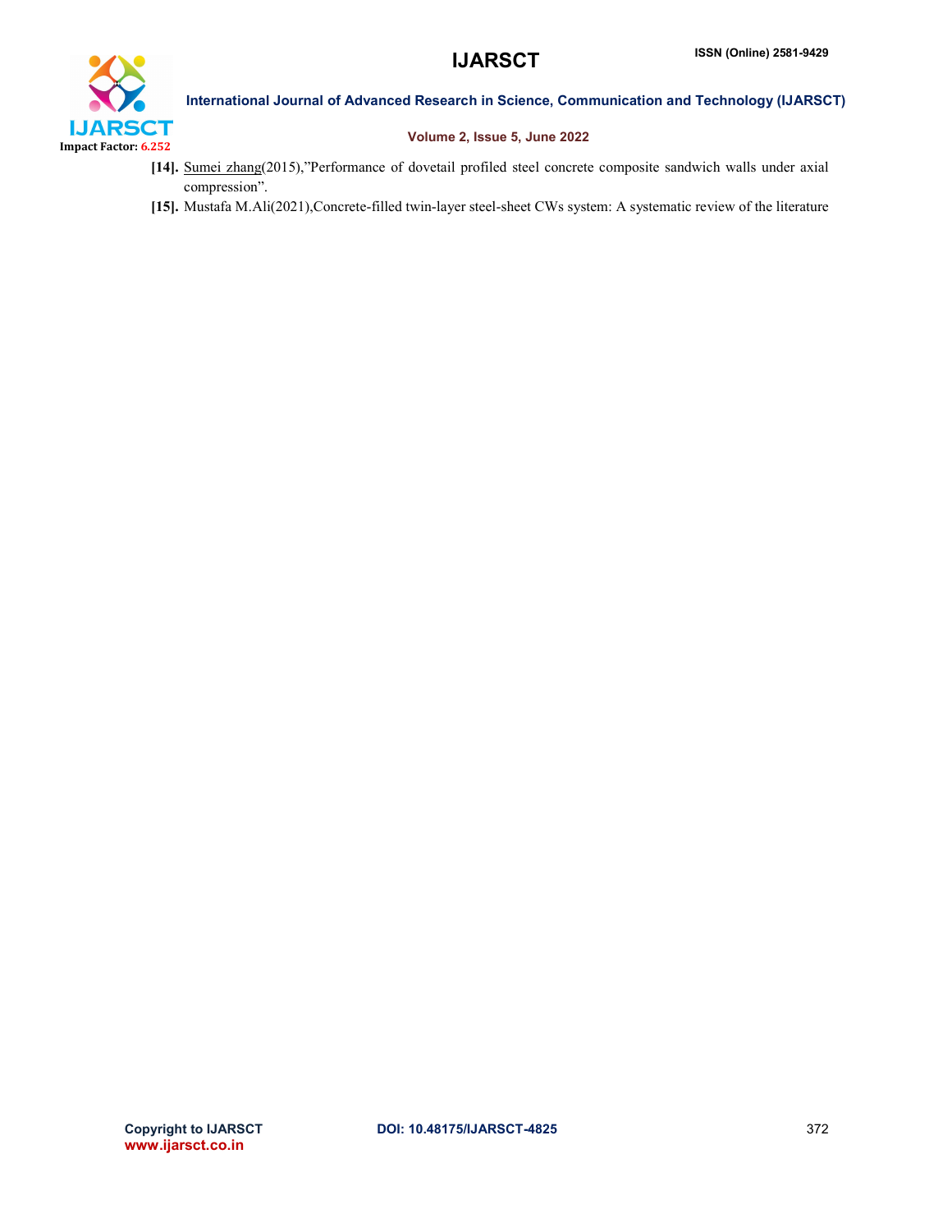[14]. Sumei zhang(2015),"Performance of dovetail profiled steel concrete composite sandwich walls under axial compression".

[15]. Mustafa M.Ali(2021),Concrete-filled twin-layer steel-sheet CWs system: A systematic review of the literature